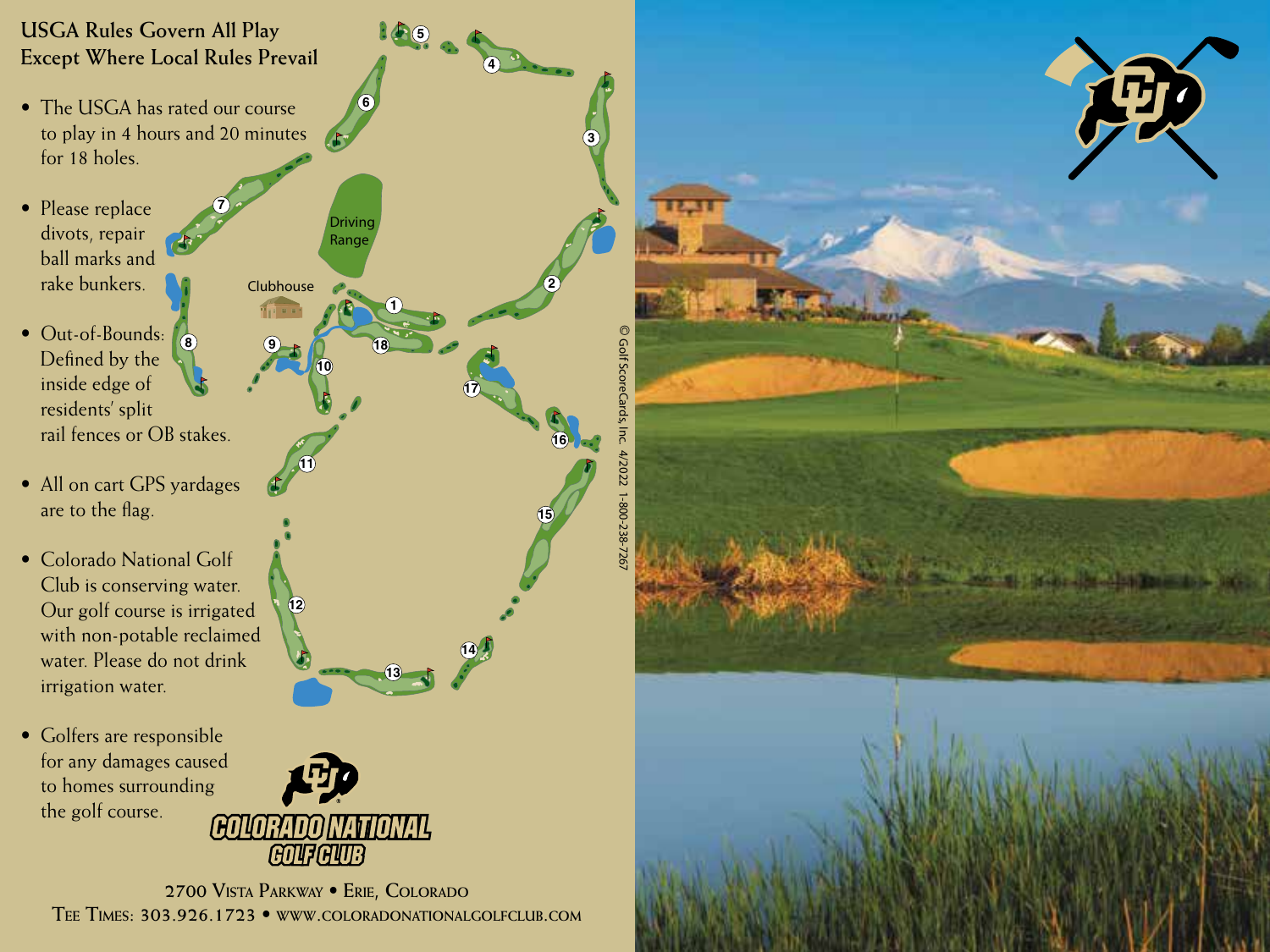## USGA Rules Govern All Play Except Where Local Rules Prevail

- The USGA has rated our course to play in 4 hours and 20 minutes for 18 holes.
- Please replace divots, repair ball marks and rake bunkers.
- Out-of-Bounds: Defined by the inside edge of residents' split rail fences or OB stakes.
- All on cart GPS yardages are to the flag.
- Colorado National Golf Club is conserving water. Our golf course is irrigated with non-potable reclaimed water. Please do not drink irrigation water.
- Golfers are responsible for any damages caused to homes surrounding the golf course.

Driving Range

Clubhouse

© GolfScoreCards, Inc. 4/2022 1-800-238-7267

COLORADO NATIONAL GOLF CLUB

2700 Vista Parkway • Erie, Colorado
Tee Times: 303.926.1723 • www.coloradonationalgolfclub.com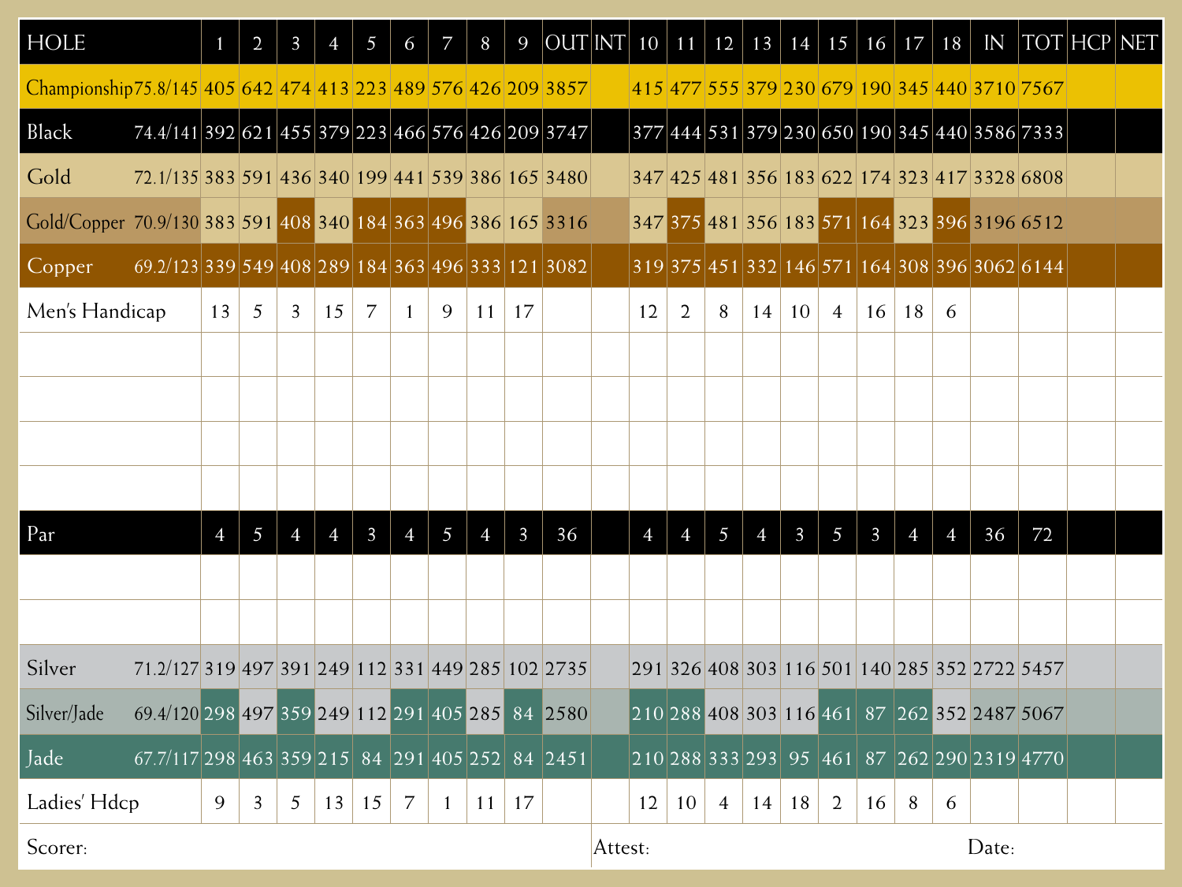| HOLE | | 1 | 2 | 3 | 4 | 5 | 6 | 7 | 8 | 9 | OUT | INT | 10 | 11 | 12 | 13 | 14 | 15 | 16 | 17 | 18 | IN | TOT | HCP | NET |
|---|---|---|---|---|---|---|---|---|---|---|---|---|---|---|---|---|---|---|---|---|---|---|---|---|---|
| Championship | 75.8/145 | 405 | 642 | 474 | 413 | 223 | 489 | 576 | 426 | 209 | 3857 | | 415 | 477 | 555 | 379 | 230 | 679 | 190 | 345 | 440 | 3710 | 7567 | | |
| Black | 74.4/141 | 392 | 621 | 455 | 379 | 223 | 466 | 576 | 426 | 209 | 3747 | | 377 | 444 | 531 | 379 | 230 | 650 | 190 | 345 | 440 | 3586 | 7333 | | |
| Gold | 72.1/135 | 383 | 591 | 436 | 340 | 199 | 441 | 539 | 386 | 165 | 3480 | | 347 | 425 | 481 | 356 | 183 | 622 | 174 | 323 | 417 | 3328 | 6808 | | |
| Gold/Copper | 70.9/130 | 383 | 591 | 408 | 340 | 184 | 363 | 496 | 386 | 165 | 3316 | | 347 | 375 | 481 | 356 | 183 | 571 | 164 | 323 | 396 | 3196 | 6512 | | |
| Copper | 69.2/123 | 339 | 549 | 408 | 289 | 184 | 363 | 496 | 333 | 121 | 3082 | | 319 | 375 | 451 | 332 | 146 | 571 | 164 | 308 | 396 | 3062 | 6144 | | |
| Men's Handicap | | 13 | 5 | 3 | 15 | 7 | 1 | 9 | 11 | 17 | | | 12 | 2 | 8 | 14 | 10 | 4 | 16 | 18 | 6 | | | | |
| | | | | | | | | | | | | | | | | | | | | | | | | | |
| | | | | | | | | | | | | | | | | | | | | | | | | | |
| | | | | | | | | | | | | | | | | | | | | | | | | | |
| | | | | | | | | | | | | | | | | | | | | | | | | | |
| Par | | 4 | 5 | 4 | 4 | 3 | 4 | 5 | 4 | 3 | 36 | | 4 | 4 | 5 | 4 | 3 | 5 | 3 | 4 | 4 | 36 | 72 | | |
| | | | | | | | | | | | | | | | | | | | | | | | | | |
| | | | | | | | | | | | | | | | | | | | | | | | | | |
| Silver | 71.2/127 | 319 | 497 | 391 | 249 | 112 | 331 | 449 | 285 | 102 | 2735 | | 291 | 326 | 408 | 303 | 116 | 501 | 140 | 285 | 352 | 2722 | 5457 | | |
| Silver/Jade | 69.4/120 | 298 | 497 | 359 | 249 | 112 | 291 | 405 | 285 | 84 | 2580 | | 210 | 288 | 408 | 303 | 116 | 461 | 87 | 262 | 352 | 2487 | 5067 | | |
| Jade | 67.7/117 | 298 | 463 | 359 | 215 | 84 | 291 | 405 | 252 | 84 | 2451 | | 210 | 288 | 333 | 293 | 95 | 461 | 87 | 262 | 290 | 2319 | 4770 | | |
| Ladies' Hdcp | | 9 | 3 | 5 | 13 | 15 | 7 | 1 | 11 | 17 | | | 12 | 10 | 4 | 14 | 18 | 2 | 16 | 8 | 6 | | | | |

Scorer: Attest: Date: